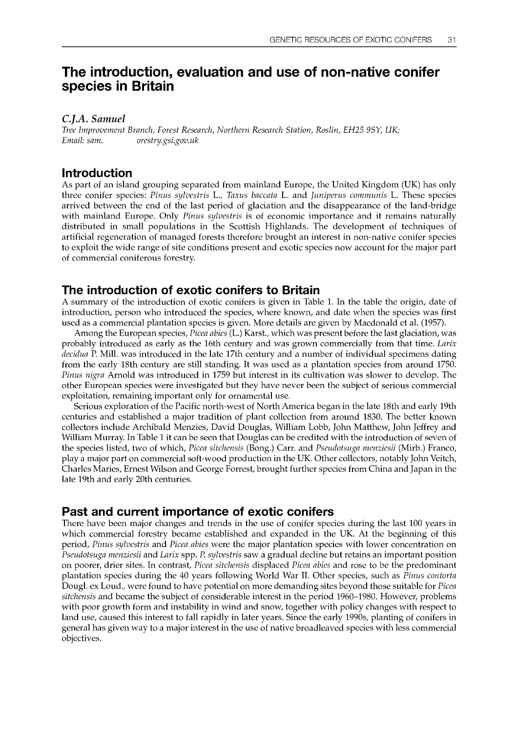# The introduction, evaluation and use of non-native conifer species in Britain

*C.J.A. Samuel*

*Tree Improvement Branch, Forest Research, Northern Research Station, Roslin, EH25 9SY, UK; Email: sam. orestry.gsi.gov.uk*

## Introduction

As part of an island grouping separated from mainland Europe, the United Kingdom (UK) has only three conifer species: *Pinus sylvestris* L., *Taxus baccata* L. and *Juniperus communis* L. These species arrived between the end of the last period of glaciation and the disappearance of the land-bridge with mainland Europe. Only *Pinus sylvestris* is of economic importance and it remains naturally distributed in small populations in the Scottish Highlands. The development of techniques of artificial regeneration of managed forests therefore brought an interest in non-native conifer species to exploit the wide range of site conditions present and exotic species now account for the major part of commercial coniferous forestry.

## The introduction of exotic conifers to Britain

A summary of the introduction of exotic conifers is given in Table 1. In the table the origin, date of introduction, person who introduced the species, where known, and date when the species was first used as a commercial plantation species is given. More details are given by Macdonald et al. (1957).

Among the European species, *Picea abies* (L.) Karst., which was present before the last glaciation, was probably introduced as early as the 16th century and was grown commercially from that time. *Larix decidua* P. Mill. was introduced in the late 17th century and a number of individual specimens dating from the early 18th century are still standing. It was used as a plantation species from around 1750. *Pinus nigra* Arnold was introduced in 1759 but interest in its cultivation was slower to develop. The other European species were investigated but they have never been the subject of serious commercial exploitation, remaining important only for ornamental use.

Serious exploration of the Pacific north-west of North America began in the late 18th and early 19th centuries and established a major tradition of plant collection from around 1830. The better known collectors include Archibald Menzies, David Douglas, William Lobb, John Matthew, John Jeffrey and William Murray. In Table 1 it can be seen that Douglas can be credited with the introduction of seven of the species listed, two of which, *Picea sitchensis* (Bong.) Carr. and *Pseudotsuga menziesii* (Mirb.) Franco, play a major part on commercial soft-wood production in the UK. Other collectors, notably John Veitch, Charles Maries, Ernest Wilson and George Forrest, brought further species from China and Japan in the late 19th and early 20th centuries.

## Past and current importance of exotic conifers

There have been major changes and trends in the use of conifer species during the last 100 years in which commercial forestry became established and expanded in the UK. At the beginning of this period, *Pinus sylvestris* and *Picea abies* were the major plantation species with lower concentration on *Pseudotsuga menziesii* and *Larix* spp. *P. sylvestris* saw a gradual decline but retains an important position on poorer, drier sites. In contrast, *Picea sitchensis* displaced *Picea abies* and rose to be the predominant plantation species during the 40 years following World War II. Other species, such as *Pinus contorta* Dougl. ex Loud., were found to have potential on more demanding sites beyond those suitable for *Picea sitchensis* and became the subject of considerable interest in the period 1960–1980. However, problems with poor growth form and instability in wind and snow, together with policy changes with respect to land use, caused this interest to fall rapidly in later years. Since the early 1990s, planting of conifers in general has given way to a major interest in the use of native broadleaved species with less commercial objectives.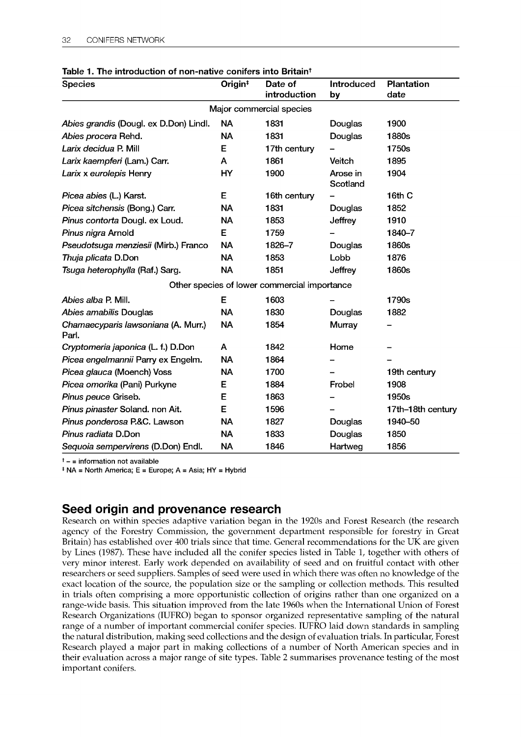**Table 1. The introduction of non-native conifers into Britain[†]**

| Species | Origin[‡] | Date of introduction | Introduced by | Plantation date |
|---|---|---|---|---|
| | | Major commercial species | | |
| *Abies grandis* (Dougl. ex D.Don) Lindl. | NA | 1831 | Douglas | 1900 |
| *Abies procera* Rehd. | NA | 1831 | Douglas | 1880s |
| *Larix decidua* P. Mill | E | 17th century | – | 1750s |
| *Larix kaempferi* (Lam.) Carr. | A | 1861 | Veitch | 1895 |
| *Larix* x *eurolepis* Henry | HY | 1900 | Arose in Scotland | 1904 |
| *Picea abies* (L.) Karst. | E | 16th century | – | 16th C |
| *Picea sitchensis* (Bong.) Carr. | NA | 1831 | Douglas | 1852 |
| *Pinus contorta* Dougl. ex Loud. | NA | 1853 | Jeffrey | 1910 |
| *Pinus nigra* Arnold | E | 1759 | – | 1840–7 |
| *Pseudotsuga menziesii* (Mirb.) Franco | NA | 1826–7 | Douglas | 1860s |
| *Thuja plicata* D.Don | NA | 1853 | Lobb | 1876 |
| *Tsuga heterophylla* (Raf.) Sarg. | NA | 1851 | Jeffrey | 1860s |
| | | Other species of lower commercial importance | | |
| *Abies alba* P. Mill. | E | 1603 | – | 1790s |
| *Abies amabilis* Douglas | NA | 1830 | Douglas | 1882 |
| *Chamaecyparis lawsoniana* (A. Murr.) Parl. | NA | 1854 | Murray | – |
| *Cryptomeria japonica* (L. f.) D.Don | A | 1842 | Home | – |
| *Picea engelmannii* Parry ex Engelm. | NA | 1864 | – | – |
| *Picea glauca* (Moench) Voss | NA | 1700 | – | 19th century |
| *Picea omorika* (Pani) Purkyne | E | 1884 | Frobel | 1908 |
| *Pinus peuce* Griseb. | E | 1863 | – | 1950s |
| *Pinus pinaster* Soland. non Ait. | E | 1596 | – | 17th–18th century |
| *Pinus ponderosa* P.&C. Lawson | NA | 1827 | Douglas | 1940–50 |
| *Pinus radiata* D.Don | NA | 1833 | Douglas | 1850 |
| *Sequoia sempervirens* (D.Don) Endl. | NA | 1846 | Hartweg | 1856 |

[†] – = information not available
[‡] NA = North America; E = Europe; A = Asia; HY = Hybrid

## Seed origin and provenance research

Research on within species adaptive variation began in the 1920s and Forest Research (the research agency of the Forestry Commission, the government department responsible for forestry in Great Britain) has established over 400 trials since that time. General recommendations for the UK are given by Lines (1987). These have included all the conifer species listed in Table 1, together with others of very minor interest. Early work depended on availability of seed and on fruitful contact with other researchers or seed suppliers. Samples of seed were used in which there was often no knowledge of the exact location of the source, the population size or the sampling or collection methods. This resulted in trials often comprising a more opportunistic collection of origins rather than one organized on a range-wide basis. This situation improved from the late 1960s when the International Union of Forest Research Organizations (IUFRO) began to sponsor organized representative sampling of the natural range of a number of important commercial conifer species. IUFRO laid down standards in sampling the natural distribution, making seed collections and the design of evaluation trials. In particular, Forest Research played a major part in making collections of a number of North American species and in their evaluation across a major range of site types. Table 2 summarises provenance testing of the most important conifers.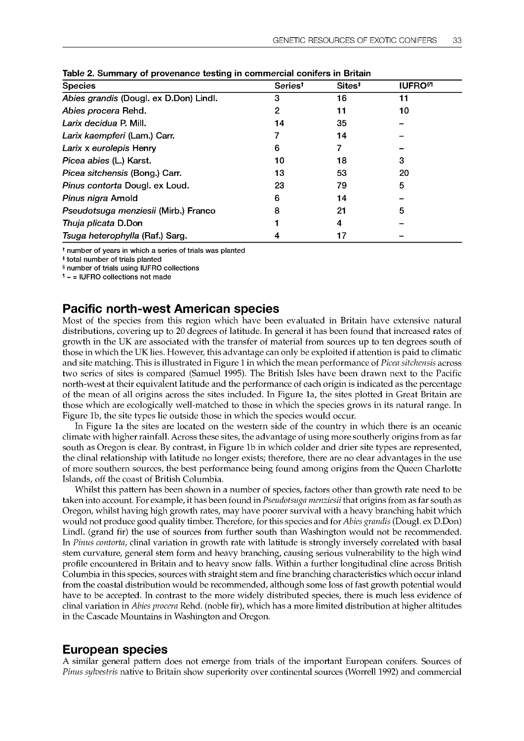**Table 2. Summary of provenance testing in commercial conifers in Britain**

| Species | Series[†] | Sites[‡] | IUFRO[§¶] |
|---|---|---|---|
| *Abies grandis* (Dougl. ex D.Don) Lindl. | 3 | 16 | 11 |
| *Abies procera* Rehd. | 2 | 11 | 10 |
| *Larix decidua* P. Mill. | 14 | 35 | – |
| *Larix kaempferi* (Lam.) Carr. | 7 | 14 | – |
| *Larix* x *eurolepis* Henry | 6 | 7 | – |
| *Picea abies* (L.) Karst. | 10 | 18 | 3 |
| *Picea sitchensis* (Bong.) Carr. | 13 | 53 | 20 |
| *Pinus contorta* Dougl. ex Loud. | 23 | 79 | 5 |
| *Pinus nigra* Arnold | 6 | 14 | – |
| *Pseudotsuga menziesii* (Mirb.) Franco | 8 | 21 | 5 |
| *Thuja plicata* D.Don | 1 | 4 | – |
| *Tsuga heterophylla* (Raf.) Sarg. | 4 | 17 | – |

[†] number of years in which a series of trials was planted
[‡] total number of trials planted
[§] number of trials using IUFRO collections
[¶] – = IUFRO collections not made

## Pacific north-west American species

Most of the species from this region which have been evaluated in Britain have extensive natural distributions, covering up to 20 degrees of latitude. In general it has been found that increased rates of growth in the UK are associated with the transfer of material from sources up to ten degrees south of those in which the UK lies. However, this advantage can only be exploited if attention is paid to climatic and site matching. This is illustrated in Figure 1 in which the mean performance of *Picea sitchensis* across two series of sites is compared (Samuel 1995). The British Isles have been drawn next to the Pacific north-west at their equivalent latitude and the performance of each origin is indicated as the percentage of the mean of all origins across the sites included. In Figure 1a, the sites plotted in Great Britain are those which are ecologically well-matched to those in which the species grows in its natural range. In Figure 1b, the site types lie outside those in which the species would occur.

In Figure 1a the sites are located on the western side of the country in which there is an oceanic climate with higher rainfall. Across these sites, the advantage of using more southerly origins from as far south as Oregon is clear. By contrast, in Figure 1b in which colder and drier site types are represented, the clinal relationship with latitude no longer exists; therefore, there are no clear advantages in the use of more southern sources, the best performance being found among origins from the Queen Charlotte Islands, off the coast of British Columbia.

Whilst this pattern has been shown in a number of species, factors other than growth rate need to be taken into account. For example, it has been found in *Pseudotsuga menziesii* that origins from as far south as Oregon, whilst having high growth rates, may have poorer survival with a heavy branching habit which would not produce good quality timber. Therefore, for this species and for *Abies grandis* (Dougl. ex D.Don) Lindl. (grand fir) the use of sources from further south than Washington would not be recommended. In *Pinus contorta*, clinal variation in growth rate with latitude is strongly inversely correlated with basal stem curvature, general stem form and heavy branching, causing serious vulnerability to the high wind profile encountered in Britain and to heavy snow falls. Within a further longitudinal cline across British Columbia in this species, sources with straight stem and fine branching characteristics which occur inland from the coastal distribution would be recommended, although some loss of fast growth potential would have to be accepted. In contrast to the more widely distributed species, there is much less evidence of clinal variation in *Abies procera* Rehd. (noble fir), which has a more limited distribution at higher altitudes in the Cascade Mountains in Washington and Oregon.

## European species

A similar general pattern does not emerge from trials of the important European conifers. Sources of *Pinus sylvestris* native to Britain show superiority over continental sources (Worrell 1992) and commercial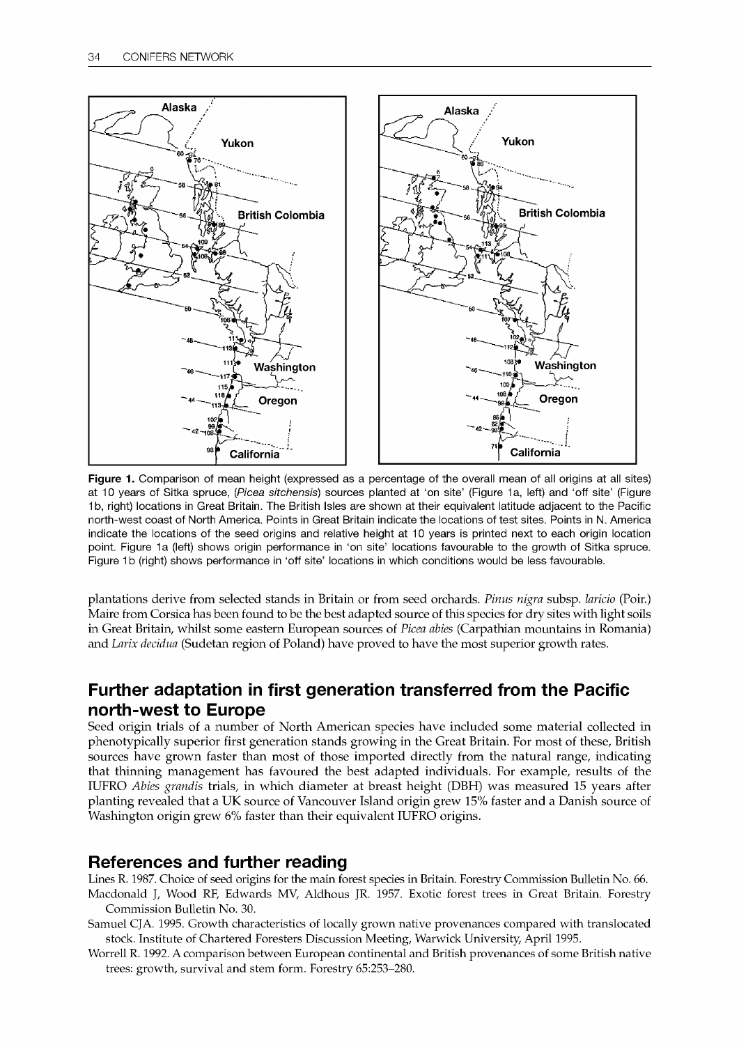Alaska

Yukon

British Colombia

Washington

Oregon

California

Alaska

Yukon

British Colombia

Washington

Oregon

California

**Figure 1.** Comparison of mean height (expressed as a percentage of the overall mean of all origins at all sites) at 10 years of Sitka spruce, (*Picea sitchensis*) sources planted at 'on site' (Figure 1a, left) and 'off site' (Figure 1b, right) locations in Great Britain. The British Isles are shown at their equivalent latitude adjacent to the Pacific north-west coast of North America. Points in Great Britain indicate the locations of test sites. Points in N. America indicate the locations of the seed origins and relative height at 10 years is printed next to each origin location point. Figure 1a (left) shows origin performance in 'on site' locations favourable to the growth of Sitka spruce. Figure 1b (right) shows performance in 'off site' locations in which conditions would be less favourable.

plantations derive from selected stands in Britain or from seed orchards. *Pinus nigra* subsp. *laricio* (Poir.) Maire from Corsica has been found to be the best adapted source of this species for dry sites with light soils in Great Britain, whilst some eastern European sources of *Picea abies* (Carpathian mountains in Romania) and *Larix decidua* (Sudetan region of Poland) have proved to have the most superior growth rates.

## Further adaptation in first generation transferred from the Pacific north-west to Europe

Seed origin trials of a number of North American species have included some material collected in phenotypically superior first generation stands growing in the Great Britain. For most of these, British sources have grown faster than most of those imported directly from the natural range, indicating that thinning management has favoured the best adapted individuals. For example, results of the IUFRO *Abies grandis* trials, in which diameter at breast height (DBH) was measured 15 years after planting revealed that a UK source of Vancouver Island origin grew 15% faster and a Danish source of Washington origin grew 6% faster than their equivalent IUFRO origins.

## References and further reading

Lines R. 1987. Choice of seed origins for the main forest species in Britain. Forestry Commission Bulletin No. 66.

Macdonald J, Wood RF, Edwards MV, Aldhous JR. 1957. Exotic forest trees in Great Britain. Forestry Commission Bulletin No. 30.

Samuel CJA. 1995. Growth characteristics of locally grown native provenances compared with translocated stock. Institute of Chartered Foresters Discussion Meeting, Warwick University, April 1995.

Worrell R. 1992. A comparison between European continental and British provenances of some British native trees: growth, survival and stem form. Forestry 65:253–280.